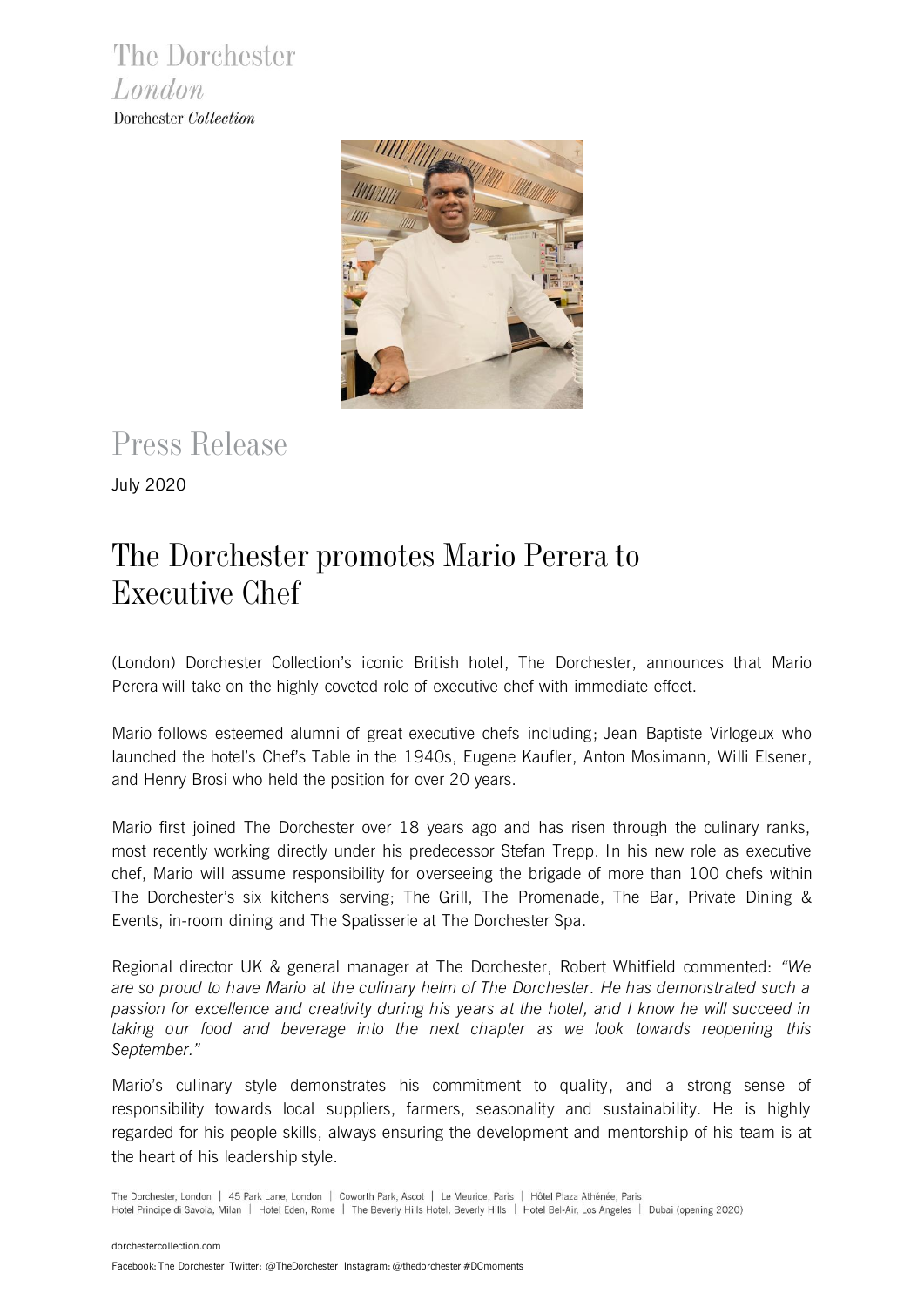The Dorchester
*London*
Dorchester *Collection*

# Press Release

July 2020

## The Dorchester promotes Mario Perera to Executive Chef

(London) Dorchester Collection's iconic British hotel, The Dorchester, announces that Mario Perera will take on the highly coveted role of executive chef with immediate effect.

Mario follows esteemed alumni of great executive chefs including; Jean Baptiste Virlogeux who launched the hotel's Chef's Table in the 1940s, Eugene Kaufler, Anton Mosimann, Willi Elsener, and Henry Brosi who held the position for over 20 years.

Mario first joined The Dorchester over 18 years ago and has risen through the culinary ranks, most recently working directly under his predecessor Stefan Trepp. In his new role as executive chef, Mario will assume responsibility for overseeing the brigade of more than 100 chefs within The Dorchester's six kitchens serving; The Grill, The Promenade, The Bar, Private Dining & Events, in-room dining and The Spatisserie at The Dorchester Spa.

Regional director UK & general manager at The Dorchester, Robert Whitfield commented: *"We are so proud to have Mario at the culinary helm of The Dorchester. He has demonstrated such a passion for excellence and creativity during his years at the hotel, and I know he will succeed in taking our food and beverage into the next chapter as we look towards reopening this September."*

Mario's culinary style demonstrates his commitment to quality, and a strong sense of responsibility towards local suppliers, farmers, seasonality and sustainability. He is highly regarded for his people skills, always ensuring the development and mentorship of his team is at the heart of his leadership style.

The Dorchester, London | 45 Park Lane, London | Coworth Park, Ascot | Le Meurice, Paris | Hôtel Plaza Athénée, Paris
Hotel Principe di Savoia, Milan | Hotel Eden, Rome | The Beverly Hills Hotel, Beverly Hills | Hotel Bel-Air, Los Angeles | Dubai (opening 2020)

dorchestercollection.com

Facebook: The Dorchester Twitter: @TheDorchester Instagram: @thedorchester #DCmoments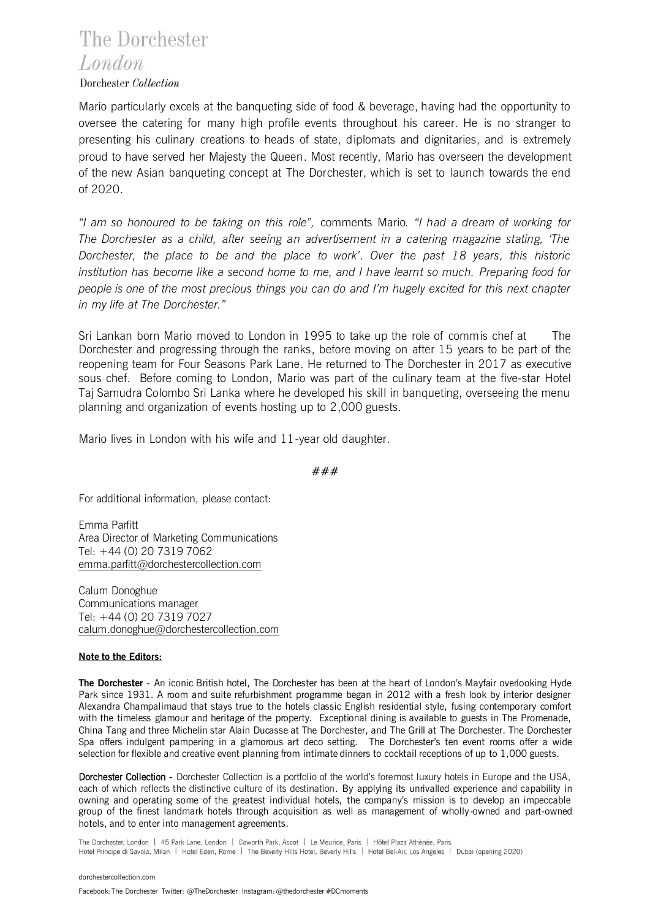Mario particularly excels at the banqueting side of food & beverage, having had the opportunity to oversee the catering for many high profile events throughout his career. He is no stranger to presenting his culinary creations to heads of state, diplomats and dignitaries, and is extremely proud to have served her Majesty the Queen. Most recently, Mario has overseen the development of the new Asian banqueting concept at The Dorchester, which is set to launch towards the end of 2020.

*"I am so honoured to be taking on this role",* comments Mario. *"I had a dream of working for The Dorchester as a child, after seeing an advertisement in a catering magazine stating, 'The Dorchester, the place to be and the place to work'. Over the past 18 years, this historic institution has become like a second home to me, and I have learnt so much. Preparing food for people is one of the most precious things you can do and I'm hugely excited for this next chapter in my life at The Dorchester."*

Sri Lankan born Mario moved to London in 1995 to take up the role of commis chef at The Dorchester and progressing through the ranks, before moving on after 15 years to be part of the reopening team for Four Seasons Park Lane. He returned to The Dorchester in 2017 as executive sous chef. Before coming to London, Mario was part of the culinary team at the five-star Hotel Taj Samudra Colombo Sri Lanka where he developed his skill in banqueting, overseeing the menu planning and organization of events hosting up to 2,000 guests.

Mario lives in London with his wife and 11-year old daughter.

###

For additional information, please contact:

Emma Parfitt
Area Director of Marketing Communications
Tel: +44 (0) 20 7319 7062
emma.parfitt@dorchestercollection.com

Calum Donoghue
Communications manager
Tel: +44 (0) 20 7319 7027
calum.donoghue@dorchestercollection.com

**Note to the Editors:**

**The Dorchester** - An iconic British hotel, The Dorchester has been at the heart of London's Mayfair overlooking Hyde Park since 1931. A room and suite refurbishment programme began in 2012 with a fresh look by interior designer Alexandra Champalimaud that stays true to the hotels classic English residential style, fusing contemporary comfort with the timeless glamour and heritage of the property. Exceptional dining is available to guests in The Promenade, China Tang and three Michelin star Alain Ducasse at The Dorchester, and The Grill at The Dorchester. The Dorchester Spa offers indulgent pampering in a glamorous art deco setting. The Dorchester's ten event rooms offer a wide selection for flexible and creative event planning from intimate dinners to cocktail receptions of up to 1,000 guests.

**Dorchester Collection** - Dorchester Collection is a portfolio of the world's foremost luxury hotels in Europe and the USA, each of which reflects the distinctive culture of its destination. By applying its unrivalled experience and capability in owning and operating some of the greatest individual hotels, the company's mission is to develop an impeccable group of the finest landmark hotels through acquisition as well as management of wholly-owned and part-owned hotels, and to enter into management agreements.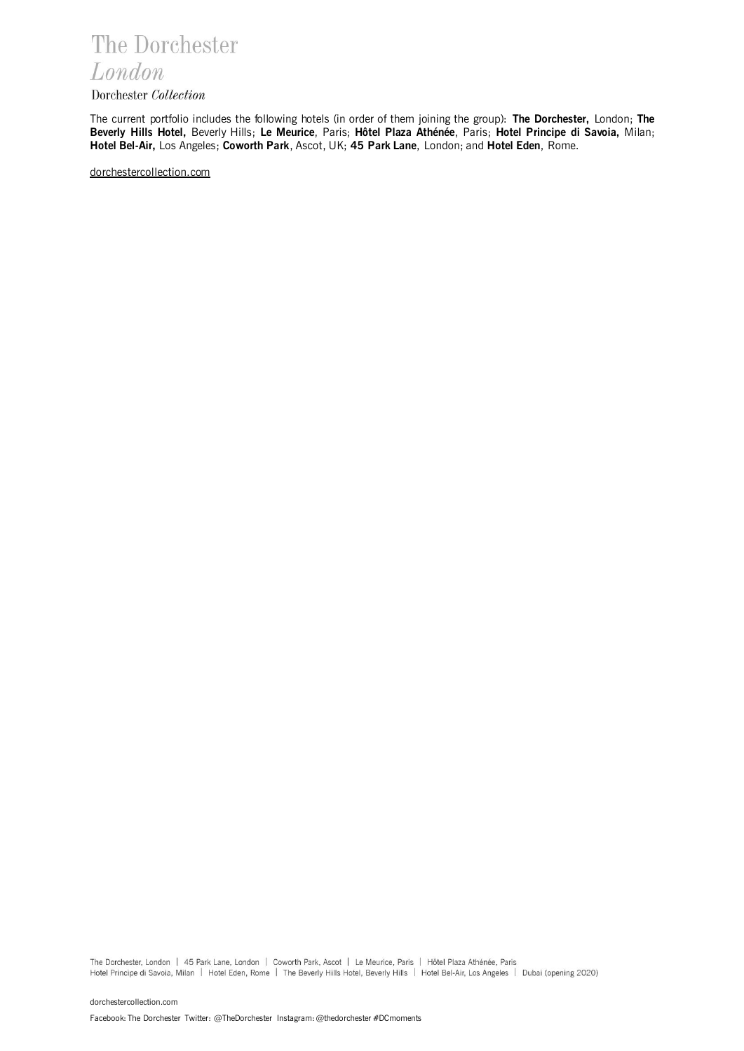The current portfolio includes the following hotels (in order of them joining the group): **The Dorchester,** London; **The Beverly Hills Hotel,** Beverly Hills; **Le Meurice**, Paris; **Hôtel Plaza Athénée**, Paris; **Hotel Principe di Savoia,** Milan; **Hotel Bel-Air,** Los Angeles; **Coworth Park**, Ascot, UK; **45 Park Lane**, London; and **Hotel Eden**, Rome.

dorchestercollection.com